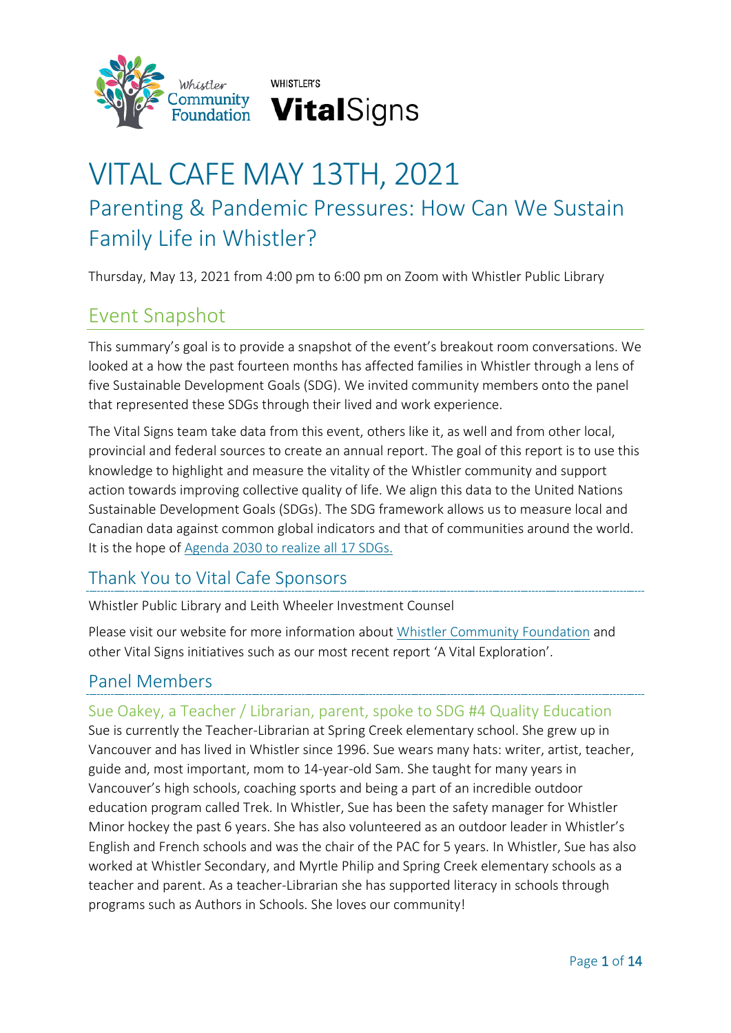WHISTLER'S **Vital**Signs

# VITAL CAFE MAY 13TH, 2021

## Parenting & Pandemic Pressures: How Can We Sustain Family Life in Whistler?

Thursday, May 13, 2021 from 4:00 pm to 6:00 pm on Zoom with Whistler Public Library

## Event Snapshot

This summary's goal is to provide a snapshot of the event's breakout room conversations. We looked at a how the past fourteen months has affected families in Whistler through a lens of five Sustainable Development Goals (SDG). We invited community members onto the panel that represented these SDGs through their lived and work experience.

The Vital Signs team take data from this event, others like it, as well and from other local, provincial and federal sources to create an annual report. The goal of this report is to use this knowledge to highlight and measure the vitality of the Whistler community and support action towards improving collective quality of life. We align this data to the United Nations Sustainable Development Goals (SDGs). The SDG framework allows us to measure local and Canadian data against common global indicators and that of communities around the world. It is the hope of Agenda 2030 to realize all 17 SDGs.

## Thank You to Vital Cafe Sponsors

Whistler Public Library and Leith Wheeler Investment Counsel

Please visit our website for more information about Whistler Community Foundation and other Vital Signs initiatives such as our most recent report 'A Vital Exploration'.

## Panel Members

### Sue Oakey, a Teacher / Librarian, parent, spoke to SDG #4 Quality Education

Sue is currently the Teacher-Librarian at Spring Creek elementary school. She grew up in Vancouver and has lived in Whistler since 1996. Sue wears many hats: writer, artist, teacher, guide and, most important, mom to 14-year-old Sam. She taught for many years in Vancouver's high schools, coaching sports and being a part of an incredible outdoor education program called Trek. In Whistler, Sue has been the safety manager for Whistler Minor hockey the past 6 years. She has also volunteered as an outdoor leader in Whistler's English and French schools and was the chair of the PAC for 5 years. In Whistler, Sue has also worked at Whistler Secondary, and Myrtle Philip and Spring Creek elementary schools as a teacher and parent. As a teacher-Librarian she has supported literacy in schools through programs such as Authors in Schools. She loves our community!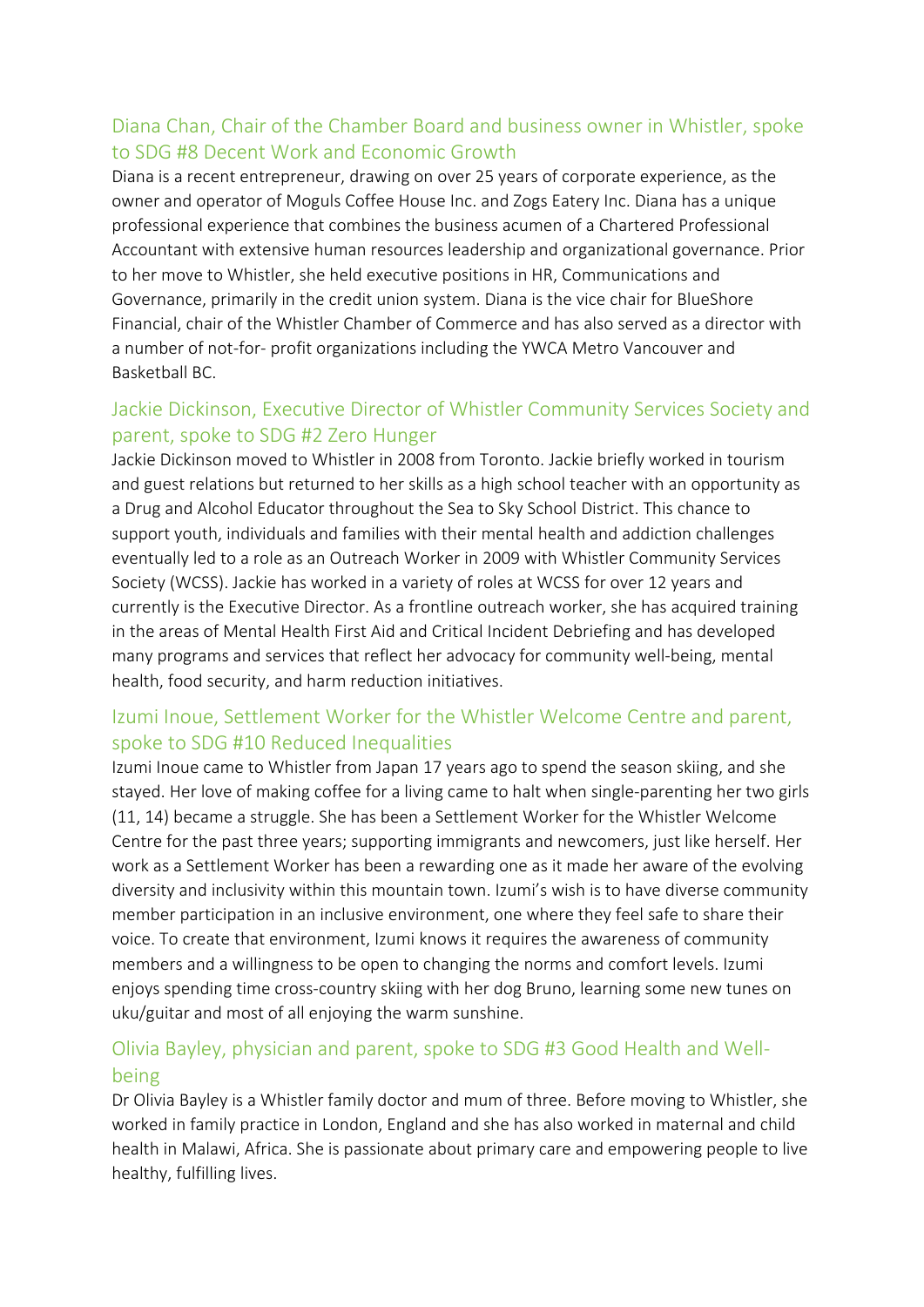## Diana Chan, Chair of the Chamber Board and business owner in Whistler, spoke to SDG #8 Decent Work and Economic Growth

Diana is a recent entrepreneur, drawing on over 25 years of corporate experience, as the owner and operator of Moguls Coffee House Inc. and Zogs Eatery Inc. Diana has a unique professional experience that combines the business acumen of a Chartered Professional Accountant with extensive human resources leadership and organizational governance. Prior to her move to Whistler, she held executive positions in HR, Communications and Governance, primarily in the credit union system. Diana is the vice chair for BlueShore Financial, chair of the Whistler Chamber of Commerce and has also served as a director with a number of not-for- profit organizations including the YWCA Metro Vancouver and Basketball BC.

## Jackie Dickinson, Executive Director of Whistler Community Services Society and parent, spoke to SDG #2 Zero Hunger

Jackie Dickinson moved to Whistler in 2008 from Toronto. Jackie briefly worked in tourism and guest relations but returned to her skills as a high school teacher with an opportunity as a Drug and Alcohol Educator throughout the Sea to Sky School District. This chance to support youth, individuals and families with their mental health and addiction challenges eventually led to a role as an Outreach Worker in 2009 with Whistler Community Services Society (WCSS). Jackie has worked in a variety of roles at WCSS for over 12 years and currently is the Executive Director. As a frontline outreach worker, she has acquired training in the areas of Mental Health First Aid and Critical Incident Debriefing and has developed many programs and services that reflect her advocacy for community well-being, mental health, food security, and harm reduction initiatives.

## Izumi Inoue, Settlement Worker for the Whistler Welcome Centre and parent, spoke to SDG #10 Reduced Inequalities

Izumi Inoue came to Whistler from Japan 17 years ago to spend the season skiing, and she stayed. Her love of making coffee for a living came to halt when single-parenting her two girls (11, 14) became a struggle. She has been a Settlement Worker for the Whistler Welcome Centre for the past three years; supporting immigrants and newcomers, just like herself. Her work as a Settlement Worker has been a rewarding one as it made her aware of the evolving diversity and inclusivity within this mountain town. Izumi's wish is to have diverse community member participation in an inclusive environment, one where they feel safe to share their voice. To create that environment, Izumi knows it requires the awareness of community members and a willingness to be open to changing the norms and comfort levels. Izumi enjoys spending time cross-country skiing with her dog Bruno, learning some new tunes on uku/guitar and most of all enjoying the warm sunshine.

## Olivia Bayley, physician and parent, spoke to SDG #3 Good Health and Well-being

Dr Olivia Bayley is a Whistler family doctor and mum of three. Before moving to Whistler, she worked in family practice in London, England and she has also worked in maternal and child health in Malawi, Africa. She is passionate about primary care and empowering people to live healthy, fulfilling lives.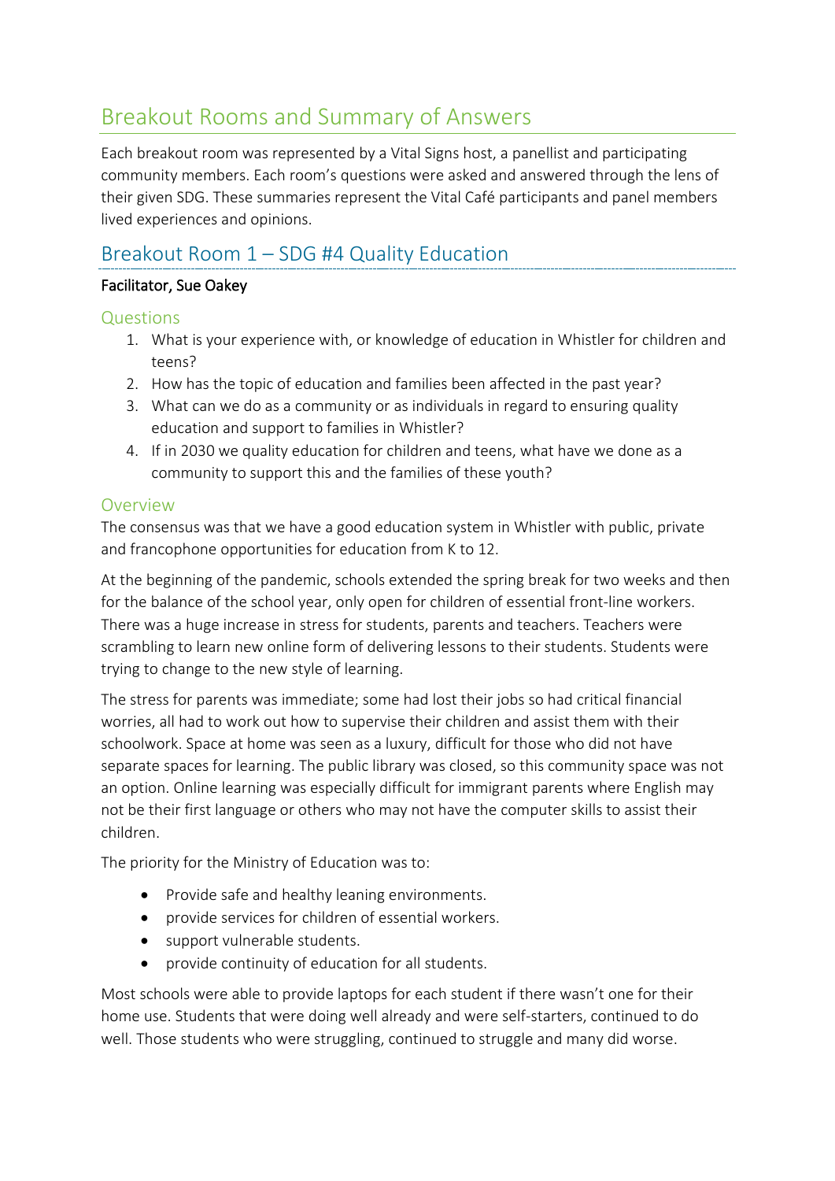# Breakout Rooms and Summary of Answers

Each breakout room was represented by a Vital Signs host, a panellist and participating community members. Each room's questions were asked and answered through the lens of their given SDG. These summaries represent the Vital Café participants and panel members lived experiences and opinions.

## Breakout Room 1 – SDG #4 Quality Education

**Facilitator, Sue Oakey**

### Questions

1. What is your experience with, or knowledge of education in Whistler for children and teens?
2. How has the topic of education and families been affected in the past year?
3. What can we do as a community or as individuals in regard to ensuring quality education and support to families in Whistler?
4. If in 2030 we quality education for children and teens, what have we done as a community to support this and the families of these youth?

### Overview

The consensus was that we have a good education system in Whistler with public, private and francophone opportunities for education from K to 12.

At the beginning of the pandemic, schools extended the spring break for two weeks and then for the balance of the school year, only open for children of essential front-line workers. There was a huge increase in stress for students, parents and teachers. Teachers were scrambling to learn new online form of delivering lessons to their students. Students were trying to change to the new style of learning.

The stress for parents was immediate; some had lost their jobs so had critical financial worries, all had to work out how to supervise their children and assist them with their schoolwork. Space at home was seen as a luxury, difficult for those who did not have separate spaces for learning. The public library was closed, so this community space was not an option. Online learning was especially difficult for immigrant parents where English may not be their first language or others who may not have the computer skills to assist their children.

The priority for the Ministry of Education was to:

- Provide safe and healthy leaning environments.
- provide services for children of essential workers.
- support vulnerable students.
- provide continuity of education for all students.

Most schools were able to provide laptops for each student if there wasn't one for their home use. Students that were doing well already and were self-starters, continued to do well. Those students who were struggling, continued to struggle and many did worse.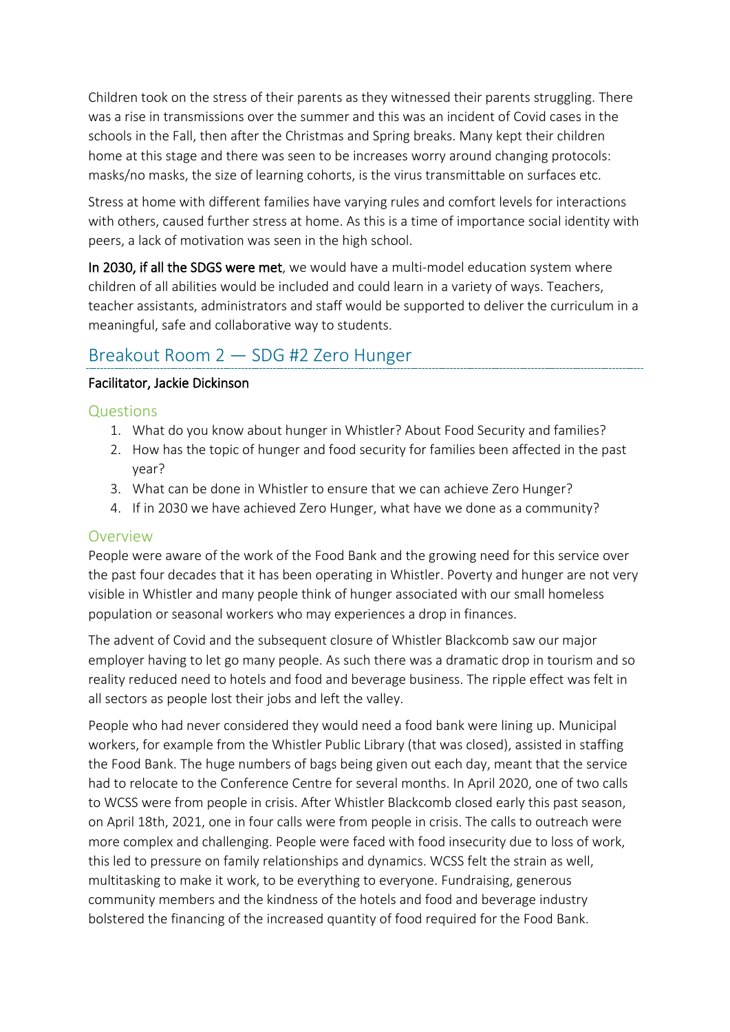Children took on the stress of their parents as they witnessed their parents struggling. There was a rise in transmissions over the summer and this was an incident of Covid cases in the schools in the Fall, then after the Christmas and Spring breaks. Many kept their children home at this stage and there was seen to be increases worry around changing protocols: masks/no masks, the size of learning cohorts, is the virus transmittable on surfaces etc.

Stress at home with different families have varying rules and comfort levels for interactions with others, caused further stress at home. As this is a time of importance social identity with peers, a lack of motivation was seen in the high school.

**In 2030, if all the SDGS were met**, we would have a multi-model education system where children of all abilities would be included and could learn in a variety of ways. Teachers, teacher assistants, administrators and staff would be supported to deliver the curriculum in a meaningful, safe and collaborative way to students.

## Breakout Room 2 — SDG #2 Zero Hunger

**Facilitator, Jackie Dickinson**

### Questions

1. What do you know about hunger in Whistler? About Food Security and families?
2. How has the topic of hunger and food security for families been affected in the past year?
3. What can be done in Whistler to ensure that we can achieve Zero Hunger?
4. If in 2030 we have achieved Zero Hunger, what have we done as a community?

### Overview

People were aware of the work of the Food Bank and the growing need for this service over the past four decades that it has been operating in Whistler. Poverty and hunger are not very visible in Whistler and many people think of hunger associated with our small homeless population or seasonal workers who may experiences a drop in finances.

The advent of Covid and the subsequent closure of Whistler Blackcomb saw our major employer having to let go many people. As such there was a dramatic drop in tourism and so reality reduced need to hotels and food and beverage business. The ripple effect was felt in all sectors as people lost their jobs and left the valley.

People who had never considered they would need a food bank were lining up. Municipal workers, for example from the Whistler Public Library (that was closed), assisted in staffing the Food Bank. The huge numbers of bags being given out each day, meant that the service had to relocate to the Conference Centre for several months. In April 2020, one of two calls to WCSS were from people in crisis. After Whistler Blackcomb closed early this past season, on April 18th, 2021, one in four calls were from people in crisis. The calls to outreach were more complex and challenging. People were faced with food insecurity due to loss of work, this led to pressure on family relationships and dynamics. WCSS felt the strain as well, multitasking to make it work, to be everything to everyone. Fundraising, generous community members and the kindness of the hotels and food and beverage industry bolstered the financing of the increased quantity of food required for the Food Bank.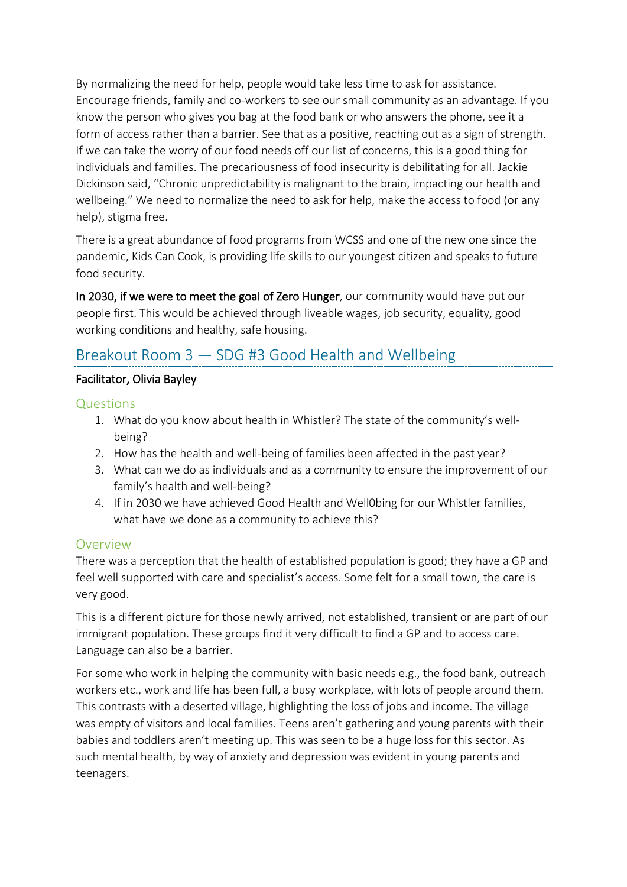By normalizing the need for help, people would take less time to ask for assistance. Encourage friends, family and co-workers to see our small community as an advantage. If you know the person who gives you bag at the food bank or who answers the phone, see it a form of access rather than a barrier. See that as a positive, reaching out as a sign of strength. If we can take the worry of our food needs off our list of concerns, this is a good thing for individuals and families. The precariousness of food insecurity is debilitating for all. Jackie Dickinson said, "Chronic unpredictability is malignant to the brain, impacting our health and wellbeing." We need to normalize the need to ask for help, make the access to food (or any help), stigma free.

There is a great abundance of food programs from WCSS and one of the new one since the pandemic, Kids Can Cook, is providing life skills to our youngest citizen and speaks to future food security.

**In 2030, if we were to meet the goal of Zero Hunger**, our community would have put our people first. This would be achieved through liveable wages, job security, equality, good working conditions and healthy, safe housing.

## Breakout Room 3 — SDG #3 Good Health and Wellbeing

**Facilitator, Olivia Bayley**

### Questions

1. What do you know about health in Whistler? The state of the community's well-being?
2. How has the health and well-being of families been affected in the past year?
3. What can we do as individuals and as a community to ensure the improvement of our family's health and well-being?
4. If in 2030 we have achieved Good Health and Well0bing for our Whistler families, what have we done as a community to achieve this?

### Overview

There was a perception that the health of established population is good; they have a GP and feel well supported with care and specialist's access. Some felt for a small town, the care is very good.

This is a different picture for those newly arrived, not established, transient or are part of our immigrant population. These groups find it very difficult to find a GP and to access care. Language can also be a barrier.

For some who work in helping the community with basic needs e.g., the food bank, outreach workers etc., work and life has been full, a busy workplace, with lots of people around them. This contrasts with a deserted village, highlighting the loss of jobs and income. The village was empty of visitors and local families. Teens aren't gathering and young parents with their babies and toddlers aren't meeting up. This was seen to be a huge loss for this sector. As such mental health, by way of anxiety and depression was evident in young parents and teenagers.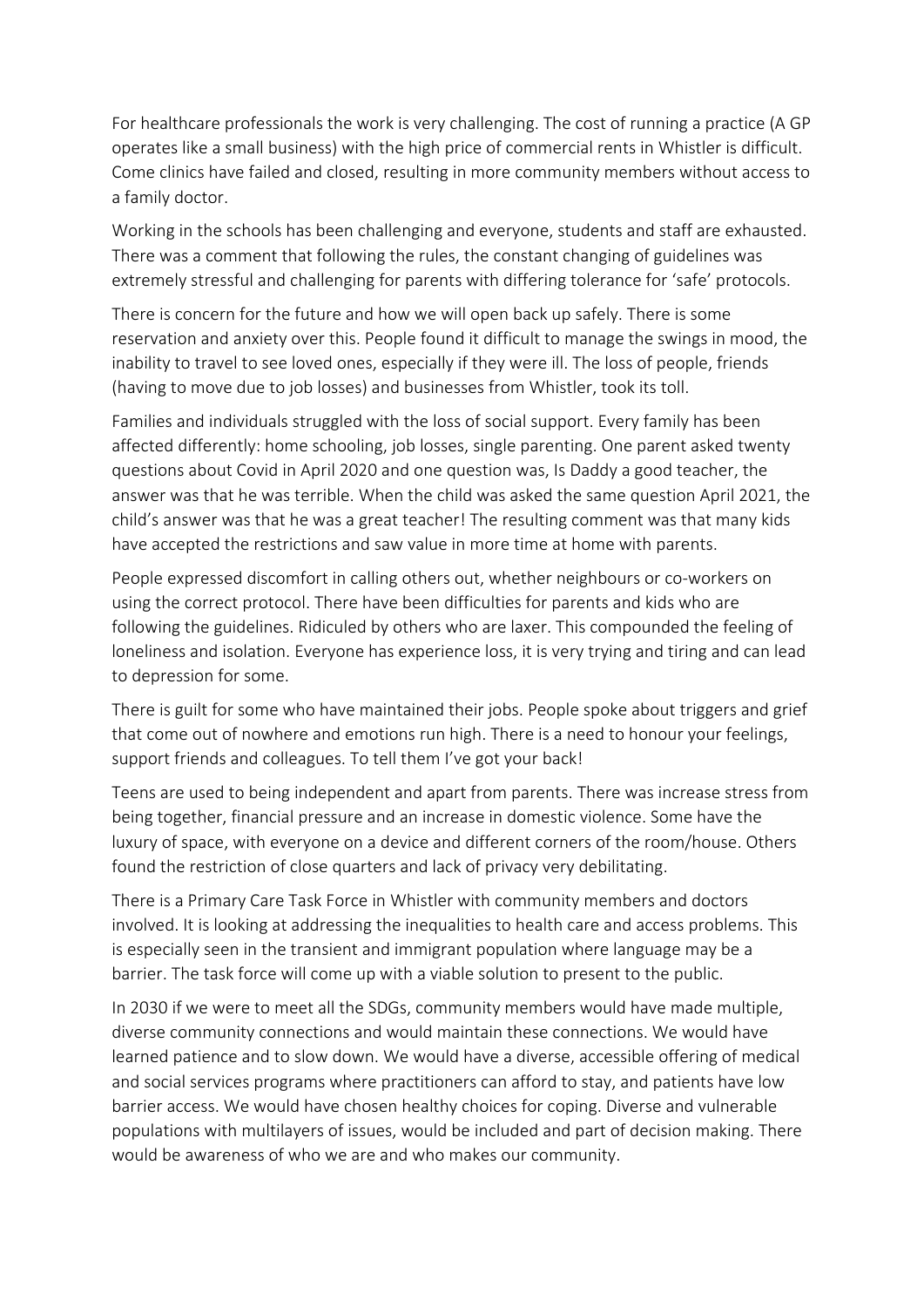For healthcare professionals the work is very challenging. The cost of running a practice (A GP operates like a small business) with the high price of commercial rents in Whistler is difficult. Come clinics have failed and closed, resulting in more community members without access to a family doctor.

Working in the schools has been challenging and everyone, students and staff are exhausted. There was a comment that following the rules, the constant changing of guidelines was extremely stressful and challenging for parents with differing tolerance for 'safe' protocols.

There is concern for the future and how we will open back up safely. There is some reservation and anxiety over this. People found it difficult to manage the swings in mood, the inability to travel to see loved ones, especially if they were ill. The loss of people, friends (having to move due to job losses) and businesses from Whistler, took its toll.

Families and individuals struggled with the loss of social support. Every family has been affected differently: home schooling, job losses, single parenting. One parent asked twenty questions about Covid in April 2020 and one question was, Is Daddy a good teacher, the answer was that he was terrible. When the child was asked the same question April 2021, the child's answer was that he was a great teacher! The resulting comment was that many kids have accepted the restrictions and saw value in more time at home with parents.

People expressed discomfort in calling others out, whether neighbours or co-workers on using the correct protocol. There have been difficulties for parents and kids who are following the guidelines. Ridiculed by others who are laxer. This compounded the feeling of loneliness and isolation. Everyone has experience loss, it is very trying and tiring and can lead to depression for some.

There is guilt for some who have maintained their jobs. People spoke about triggers and grief that come out of nowhere and emotions run high. There is a need to honour your feelings, support friends and colleagues. To tell them I've got your back!

Teens are used to being independent and apart from parents. There was increase stress from being together, financial pressure and an increase in domestic violence. Some have the luxury of space, with everyone on a device and different corners of the room/house. Others found the restriction of close quarters and lack of privacy very debilitating.

There is a Primary Care Task Force in Whistler with community members and doctors involved. It is looking at addressing the inequalities to health care and access problems. This is especially seen in the transient and immigrant population where language may be a barrier. The task force will come up with a viable solution to present to the public.

In 2030 if we were to meet all the SDGs, community members would have made multiple, diverse community connections and would maintain these connections. We would have learned patience and to slow down. We would have a diverse, accessible offering of medical and social services programs where practitioners can afford to stay, and patients have low barrier access. We would have chosen healthy choices for coping. Diverse and vulnerable populations with multilayers of issues, would be included and part of decision making. There would be awareness of who we are and who makes our community.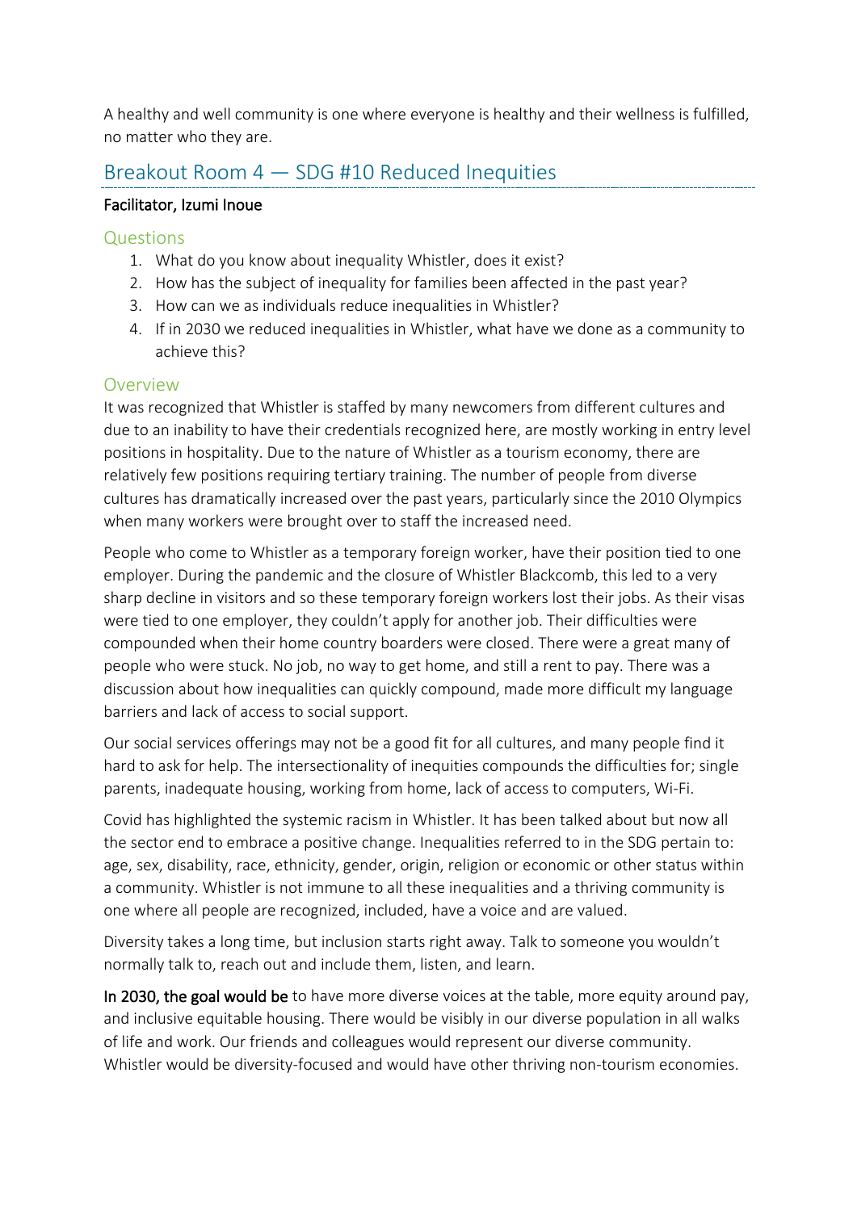A healthy and well community is one where everyone is healthy and their wellness is fulfilled, no matter who they are.

## Breakout Room 4 — SDG #10 Reduced Inequities

**Facilitator, Izumi Inoue**

### Questions

1. What do you know about inequality Whistler, does it exist?
2. How has the subject of inequality for families been affected in the past year?
3. How can we as individuals reduce inequalities in Whistler?
4. If in 2030 we reduced inequalities in Whistler, what have we done as a community to achieve this?

### Overview

It was recognized that Whistler is staffed by many newcomers from different cultures and due to an inability to have their credentials recognized here, are mostly working in entry level positions in hospitality. Due to the nature of Whistler as a tourism economy, there are relatively few positions requiring tertiary training. The number of people from diverse cultures has dramatically increased over the past years, particularly since the 2010 Olympics when many workers were brought over to staff the increased need.

People who come to Whistler as a temporary foreign worker, have their position tied to one employer. During the pandemic and the closure of Whistler Blackcomb, this led to a very sharp decline in visitors and so these temporary foreign workers lost their jobs. As their visas were tied to one employer, they couldn't apply for another job. Their difficulties were compounded when their home country boarders were closed. There were a great many of people who were stuck. No job, no way to get home, and still a rent to pay. There was a discussion about how inequalities can quickly compound, made more difficult my language barriers and lack of access to social support.

Our social services offerings may not be a good fit for all cultures, and many people find it hard to ask for help. The intersectionality of inequities compounds the difficulties for; single parents, inadequate housing, working from home, lack of access to computers, Wi-Fi.

Covid has highlighted the systemic racism in Whistler. It has been talked about but now all the sector end to embrace a positive change. Inequalities referred to in the SDG pertain to: age, sex, disability, race, ethnicity, gender, origin, religion or economic or other status within a community. Whistler is not immune to all these inequalities and a thriving community is one where all people are recognized, included, have a voice and are valued.

Diversity takes a long time, but inclusion starts right away. Talk to someone you wouldn't normally talk to, reach out and include them, listen, and learn.

**In 2030, the goal would be** to have more diverse voices at the table, more equity around pay, and inclusive equitable housing. There would be visibly in our diverse population in all walks of life and work. Our friends and colleagues would represent our diverse community. Whistler would be diversity-focused and would have other thriving non-tourism economies.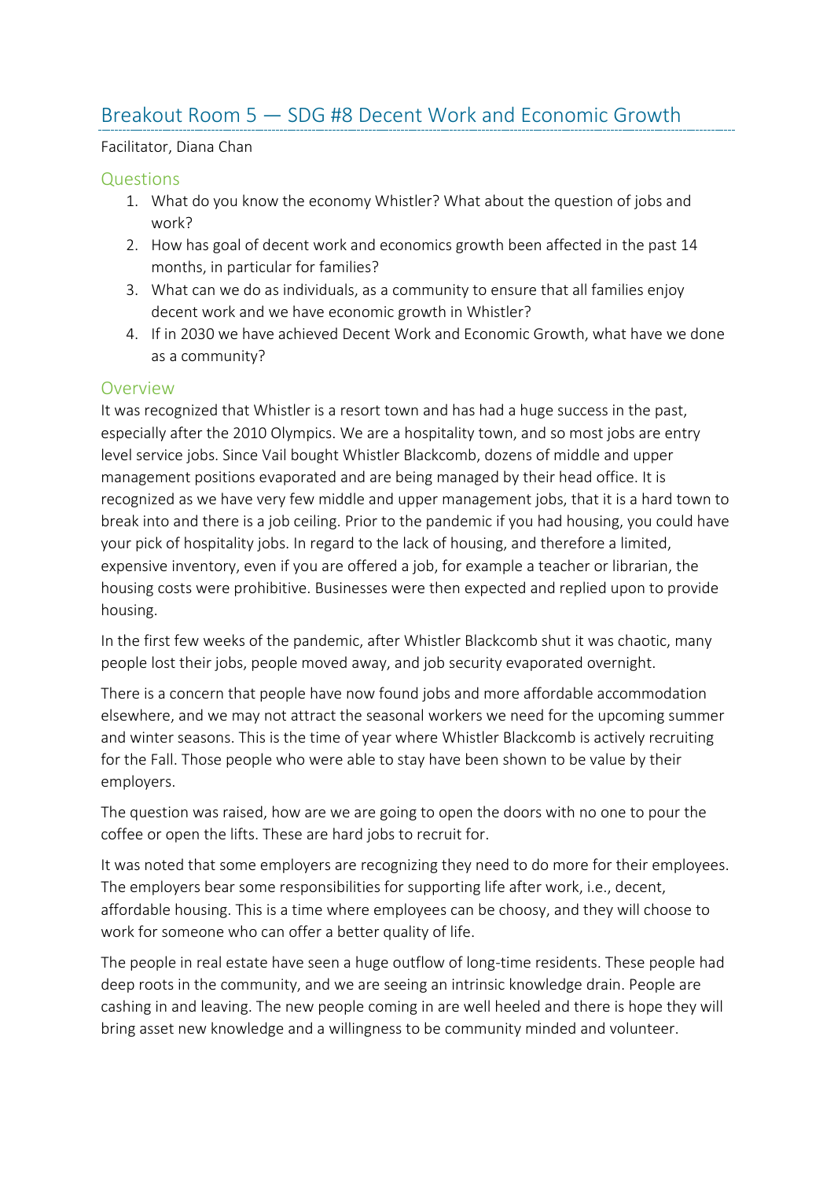## Breakout Room 5 — SDG #8 Decent Work and Economic Growth

Facilitator, Diana Chan

### Questions

1. What do you know the economy Whistler? What about the question of jobs and work?
2. How has goal of decent work and economics growth been affected in the past 14 months, in particular for families?
3. What can we do as individuals, as a community to ensure that all families enjoy decent work and we have economic growth in Whistler?
4. If in 2030 we have achieved Decent Work and Economic Growth, what have we done as a community?

### Overview

It was recognized that Whistler is a resort town and has had a huge success in the past, especially after the 2010 Olympics. We are a hospitality town, and so most jobs are entry level service jobs. Since Vail bought Whistler Blackcomb, dozens of middle and upper management positions evaporated and are being managed by their head office. It is recognized as we have very few middle and upper management jobs, that it is a hard town to break into and there is a job ceiling. Prior to the pandemic if you had housing, you could have your pick of hospitality jobs. In regard to the lack of housing, and therefore a limited, expensive inventory, even if you are offered a job, for example a teacher or librarian, the housing costs were prohibitive. Businesses were then expected and replied upon to provide housing.

In the first few weeks of the pandemic, after Whistler Blackcomb shut it was chaotic, many people lost their jobs, people moved away, and job security evaporated overnight.

There is a concern that people have now found jobs and more affordable accommodation elsewhere, and we may not attract the seasonal workers we need for the upcoming summer and winter seasons. This is the time of year where Whistler Blackcomb is actively recruiting for the Fall. Those people who were able to stay have been shown to be value by their employers.

The question was raised, how are we are going to open the doors with no one to pour the coffee or open the lifts. These are hard jobs to recruit for.

It was noted that some employers are recognizing they need to do more for their employees. The employers bear some responsibilities for supporting life after work, i.e., decent, affordable housing. This is a time where employees can be choosy, and they will choose to work for someone who can offer a better quality of life.

The people in real estate have seen a huge outflow of long-time residents. These people had deep roots in the community, and we are seeing an intrinsic knowledge drain. People are cashing in and leaving. The new people coming in are well heeled and there is hope they will bring asset new knowledge and a willingness to be community minded and volunteer.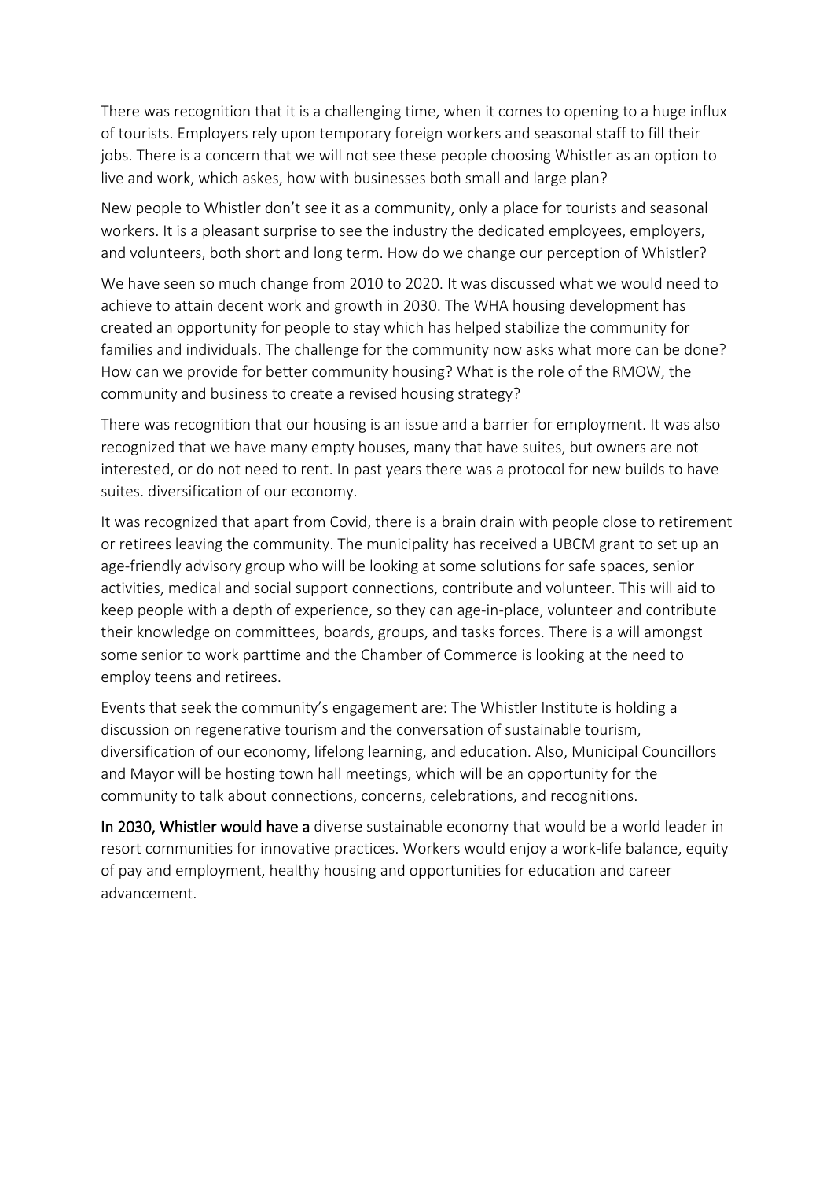There was recognition that it is a challenging time, when it comes to opening to a huge influx of tourists. Employers rely upon temporary foreign workers and seasonal staff to fill their jobs. There is a concern that we will not see these people choosing Whistler as an option to live and work, which askes, how with businesses both small and large plan?

New people to Whistler don't see it as a community, only a place for tourists and seasonal workers. It is a pleasant surprise to see the industry the dedicated employees, employers, and volunteers, both short and long term. How do we change our perception of Whistler?

We have seen so much change from 2010 to 2020. It was discussed what we would need to achieve to attain decent work and growth in 2030. The WHA housing development has created an opportunity for people to stay which has helped stabilize the community for families and individuals. The challenge for the community now asks what more can be done? How can we provide for better community housing? What is the role of the RMOW, the community and business to create a revised housing strategy?

There was recognition that our housing is an issue and a barrier for employment. It was also recognized that we have many empty houses, many that have suites, but owners are not interested, or do not need to rent. In past years there was a protocol for new builds to have suites. diversification of our economy.

It was recognized that apart from Covid, there is a brain drain with people close to retirement or retirees leaving the community. The municipality has received a UBCM grant to set up an age-friendly advisory group who will be looking at some solutions for safe spaces, senior activities, medical and social support connections, contribute and volunteer. This will aid to keep people with a depth of experience, so they can age-in-place, volunteer and contribute their knowledge on committees, boards, groups, and tasks forces. There is a will amongst some senior to work parttime and the Chamber of Commerce is looking at the need to employ teens and retirees.

Events that seek the community's engagement are: The Whistler Institute is holding a discussion on regenerative tourism and the conversation of sustainable tourism, diversification of our economy, lifelong learning, and education. Also, Municipal Councillors and Mayor will be hosting town hall meetings, which will be an opportunity for the community to talk about connections, concerns, celebrations, and recognitions.

**In 2030, Whistler would have a** diverse sustainable economy that would be a world leader in resort communities for innovative practices. Workers would enjoy a work-life balance, equity of pay and employment, healthy housing and opportunities for education and career advancement.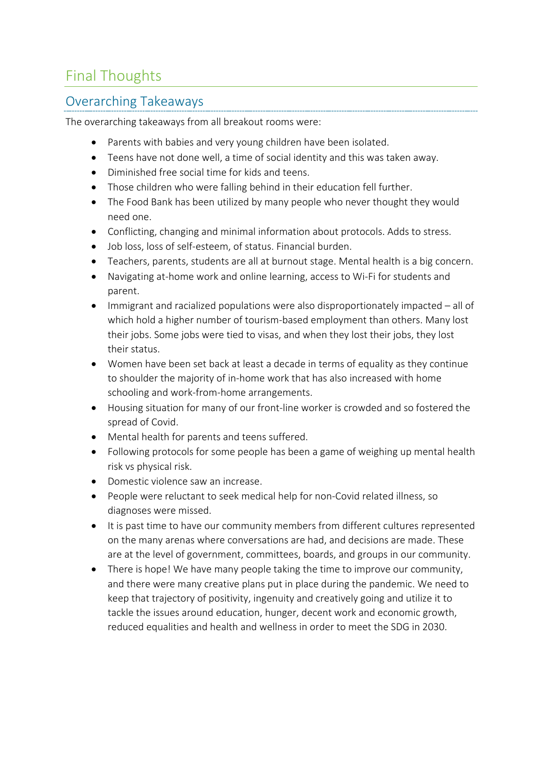# Final Thoughts

## Overarching Takeaways

The overarching takeaways from all breakout rooms were:

- Parents with babies and very young children have been isolated.
- Teens have not done well, a time of social identity and this was taken away.
- Diminished free social time for kids and teens.
- Those children who were falling behind in their education fell further.
- The Food Bank has been utilized by many people who never thought they would need one.
- Conflicting, changing and minimal information about protocols. Adds to stress.
- Job loss, loss of self-esteem, of status. Financial burden.
- Teachers, parents, students are all at burnout stage. Mental health is a big concern.
- Navigating at-home work and online learning, access to Wi-Fi for students and parent.
- Immigrant and racialized populations were also disproportionately impacted – all of which hold a higher number of tourism-based employment than others. Many lost their jobs. Some jobs were tied to visas, and when they lost their jobs, they lost their status.
- Women have been set back at least a decade in terms of equality as they continue to shoulder the majority of in-home work that has also increased with home schooling and work-from-home arrangements.
- Housing situation for many of our front-line worker is crowded and so fostered the spread of Covid.
- Mental health for parents and teens suffered.
- Following protocols for some people has been a game of weighing up mental health risk vs physical risk.
- Domestic violence saw an increase.
- People were reluctant to seek medical help for non-Covid related illness, so diagnoses were missed.
- It is past time to have our community members from different cultures represented on the many arenas where conversations are had, and decisions are made. These are at the level of government, committees, boards, and groups in our community.
- There is hope! We have many people taking the time to improve our community, and there were many creative plans put in place during the pandemic. We need to keep that trajectory of positivity, ingenuity and creatively going and utilize it to tackle the issues around education, hunger, decent work and economic growth, reduced equalities and health and wellness in order to meet the SDG in 2030.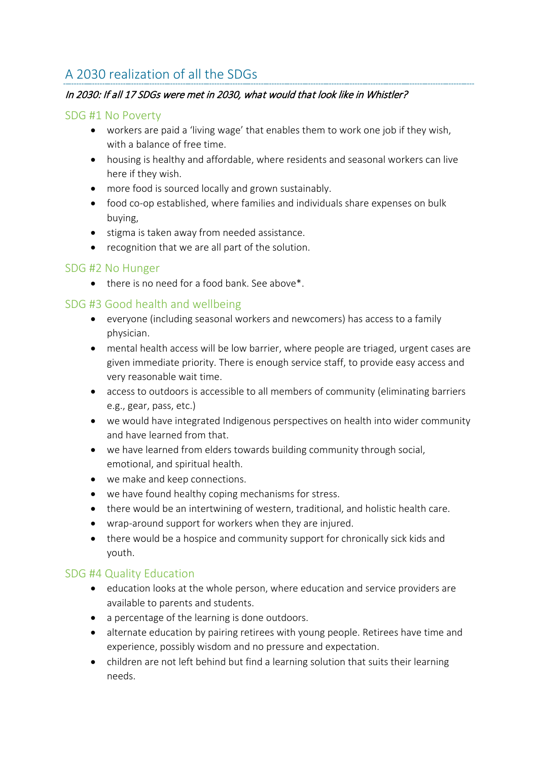## A 2030 realization of all the SDGs

*In 2030: If all 17 SDGs were met in 2030, what would that look like in Whistler?*

### SDG #1 No Poverty

- workers are paid a 'living wage' that enables them to work one job if they wish, with a balance of free time.
- housing is healthy and affordable, where residents and seasonal workers can live here if they wish.
- more food is sourced locally and grown sustainably.
- food co-op established, where families and individuals share expenses on bulk buying,
- stigma is taken away from needed assistance.
- recognition that we are all part of the solution.

### SDG #2 No Hunger

- there is no need for a food bank. See above*.

### SDG #3 Good health and wellbeing

- everyone (including seasonal workers and newcomers) has access to a family physician.
- mental health access will be low barrier, where people are triaged, urgent cases are given immediate priority. There is enough service staff, to provide easy access and very reasonable wait time.
- access to outdoors is accessible to all members of community (eliminating barriers e.g., gear, pass, etc.)
- we would have integrated Indigenous perspectives on health into wider community and have learned from that.
- we have learned from elders towards building community through social, emotional, and spiritual health.
- we make and keep connections.
- we have found healthy coping mechanisms for stress.
- there would be an intertwining of western, traditional, and holistic health care.
- wrap-around support for workers when they are injured.
- there would be a hospice and community support for chronically sick kids and youth.

### SDG #4 Quality Education

- education looks at the whole person, where education and service providers are available to parents and students.
- a percentage of the learning is done outdoors.
- alternate education by pairing retirees with young people. Retirees have time and experience, possibly wisdom and no pressure and expectation.
- children are not left behind but find a learning solution that suits their learning needs.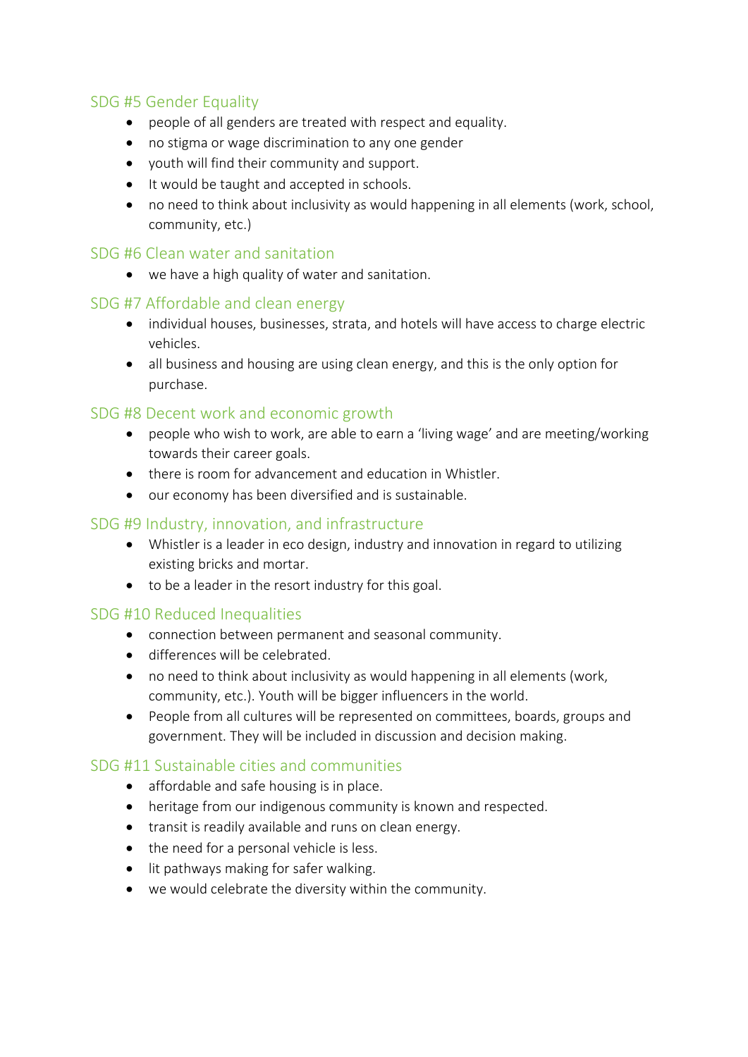## SDG #5 Gender Equality

- people of all genders are treated with respect and equality.
- no stigma or wage discrimination to any one gender
- youth will find their community and support.
- It would be taught and accepted in schools.
- no need to think about inclusivity as would happening in all elements (work, school, community, etc.)

## SDG #6 Clean water and sanitation

- we have a high quality of water and sanitation.

## SDG #7 Affordable and clean energy

- individual houses, businesses, strata, and hotels will have access to charge electric vehicles.
- all business and housing are using clean energy, and this is the only option for purchase.

## SDG #8 Decent work and economic growth

- people who wish to work, are able to earn a 'living wage' and are meeting/working towards their career goals.
- there is room for advancement and education in Whistler.
- our economy has been diversified and is sustainable.

## SDG #9 Industry, innovation, and infrastructure

- Whistler is a leader in eco design, industry and innovation in regard to utilizing existing bricks and mortar.
- to be a leader in the resort industry for this goal.

## SDG #10 Reduced Inequalities

- connection between permanent and seasonal community.
- differences will be celebrated.
- no need to think about inclusivity as would happening in all elements (work, community, etc.). Youth will be bigger influencers in the world.
- People from all cultures will be represented on committees, boards, groups and government. They will be included in discussion and decision making.

## SDG #11 Sustainable cities and communities

- affordable and safe housing is in place.
- heritage from our indigenous community is known and respected.
- transit is readily available and runs on clean energy.
- the need for a personal vehicle is less.
- lit pathways making for safer walking.
- we would celebrate the diversity within the community.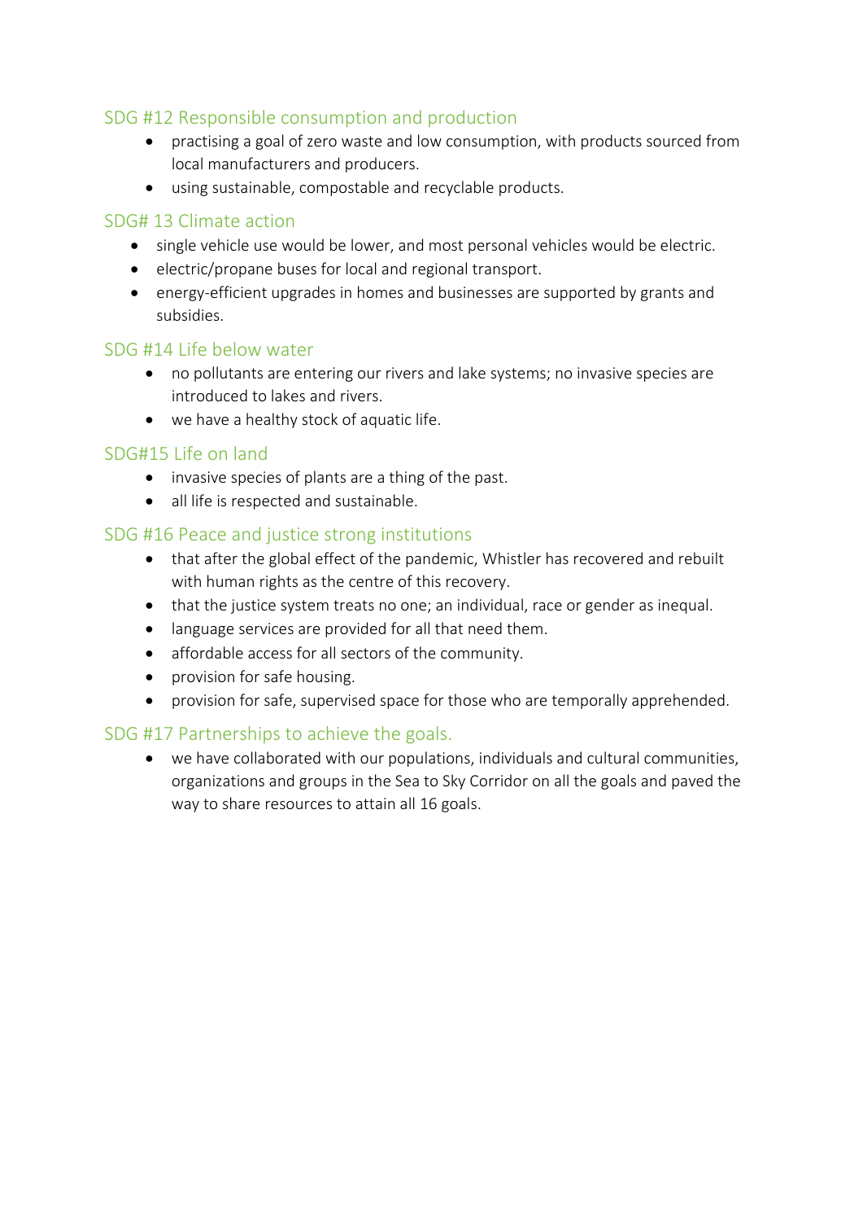## SDG #12 Responsible consumption and production

- practising a goal of zero waste and low consumption, with products sourced from local manufacturers and producers.
- using sustainable, compostable and recyclable products.

## SDG# 13 Climate action

- single vehicle use would be lower, and most personal vehicles would be electric.
- electric/propane buses for local and regional transport.
- energy-efficient upgrades in homes and businesses are supported by grants and subsidies.

## SDG #14 Life below water

- no pollutants are entering our rivers and lake systems; no invasive species are introduced to lakes and rivers.
- we have a healthy stock of aquatic life.

## SDG#15 Life on land

- invasive species of plants are a thing of the past.
- all life is respected and sustainable.

## SDG #16 Peace and justice strong institutions

- that after the global effect of the pandemic, Whistler has recovered and rebuilt with human rights as the centre of this recovery.
- that the justice system treats no one; an individual, race or gender as inequal.
- language services are provided for all that need them.
- affordable access for all sectors of the community.
- provision for safe housing.
- provision for safe, supervised space for those who are temporally apprehended.

## SDG #17 Partnerships to achieve the goals.

- we have collaborated with our populations, individuals and cultural communities, organizations and groups in the Sea to Sky Corridor on all the goals and paved the way to share resources to attain all 16 goals.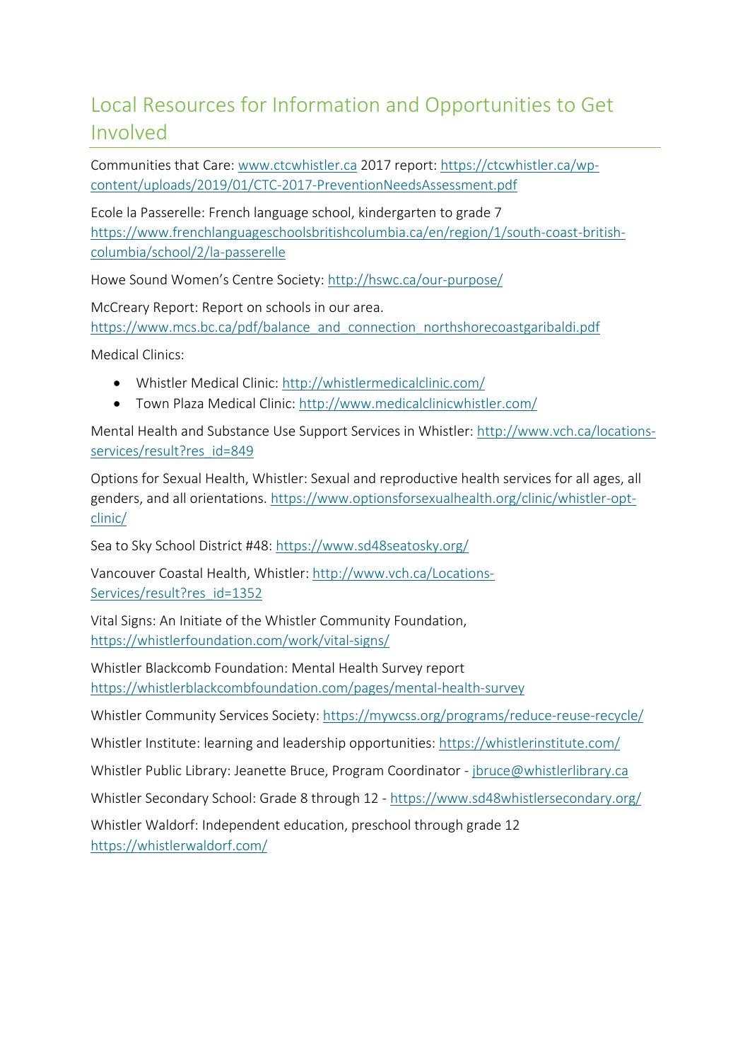## Local Resources for Information and Opportunities to Get Involved

Communities that Care: www.ctcwhistler.ca 2017 report: https://ctcwhistler.ca/wp-content/uploads/2019/01/CTC-2017-PreventionNeedsAssessment.pdf

Ecole la Passerelle: French language school, kindergarten to grade 7 https://www.frenchlanguageschoolsbritishcolumbia.ca/en/region/1/south-coast-british-columbia/school/2/la-passerelle

Howe Sound Women's Centre Society: http://hswc.ca/our-purpose/

McCreary Report: Report on schools in our area. https://www.mcs.bc.ca/pdf/balance_and_connection_northshorecoastgaribaldi.pdf

Medical Clinics:

- Whistler Medical Clinic: http://whistlermedicalclinic.com/
- Town Plaza Medical Clinic: http://www.medicalclinicwhistler.com/

Mental Health and Substance Use Support Services in Whistler: http://www.vch.ca/locations-services/result?res_id=849

Options for Sexual Health, Whistler: Sexual and reproductive health services for all ages, all genders, and all orientations. https://www.optionsforsexualhealth.org/clinic/whistler-opt-clinic/

Sea to Sky School District #48: https://www.sd48seatosky.org/

Vancouver Coastal Health, Whistler: http://www.vch.ca/Locations-Services/result?res_id=1352

Vital Signs: An Initiate of the Whistler Community Foundation, https://whistlerfoundation.com/work/vital-signs/

Whistler Blackcomb Foundation: Mental Health Survey report https://whistlerblackcombfoundation.com/pages/mental-health-survey

Whistler Community Services Society: https://mywcss.org/programs/reduce-reuse-recycle/

Whistler Institute: learning and leadership opportunities: https://whistlerinstitute.com/

Whistler Public Library: Jeanette Bruce, Program Coordinator - jbruce@whistlerlibrary.ca

Whistler Secondary School: Grade 8 through 12 - https://www.sd48whistlersecondary.org/

Whistler Waldorf: Independent education, preschool through grade 12 https://whistlerwaldorf.com/